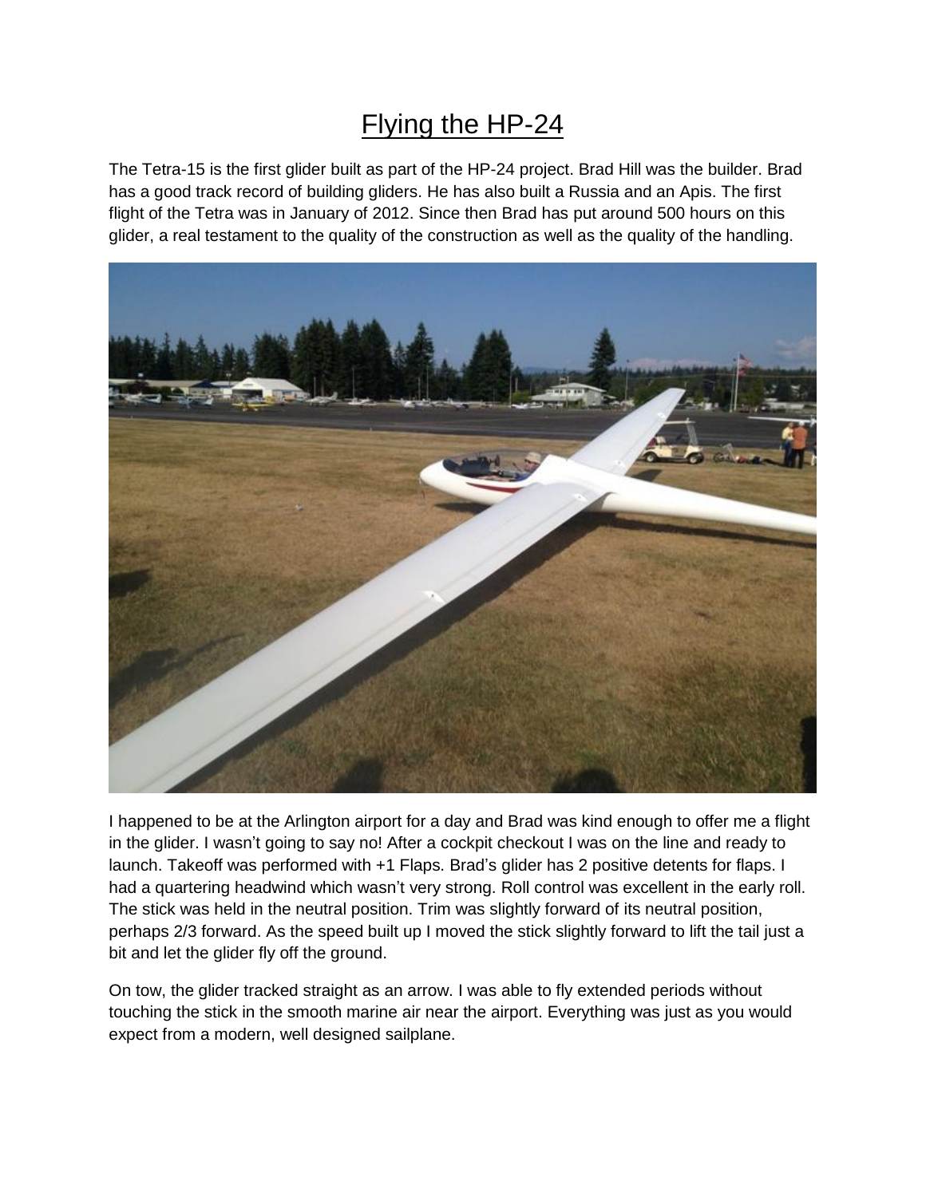# Flying the HP-24

The Tetra-15 is the first glider built as part of the HP-24 project. Brad Hill was the builder. Brad has a good track record of building gliders. He has also built a Russia and an Apis. The first flight of the Tetra was in January of 2012. Since then Brad has put around 500 hours on this glider, a real testament to the quality of the construction as well as the quality of the handling.

I happened to be at the Arlington airport for a day and Brad was kind enough to offer me a flight in the glider. I wasn't going to say no! After a cockpit checkout I was on the line and ready to launch. Takeoff was performed with +1 Flaps. Brad's glider has 2 positive detents for flaps. I had a quartering headwind which wasn't very strong. Roll control was excellent in the early roll. The stick was held in the neutral position. Trim was slightly forward of its neutral position, perhaps 2/3 forward. As the speed built up I moved the stick slightly forward to lift the tail just a bit and let the glider fly off the ground.

On tow, the glider tracked straight as an arrow. I was able to fly extended periods without touching the stick in the smooth marine air near the airport. Everything was just as you would expect from a modern, well designed sailplane.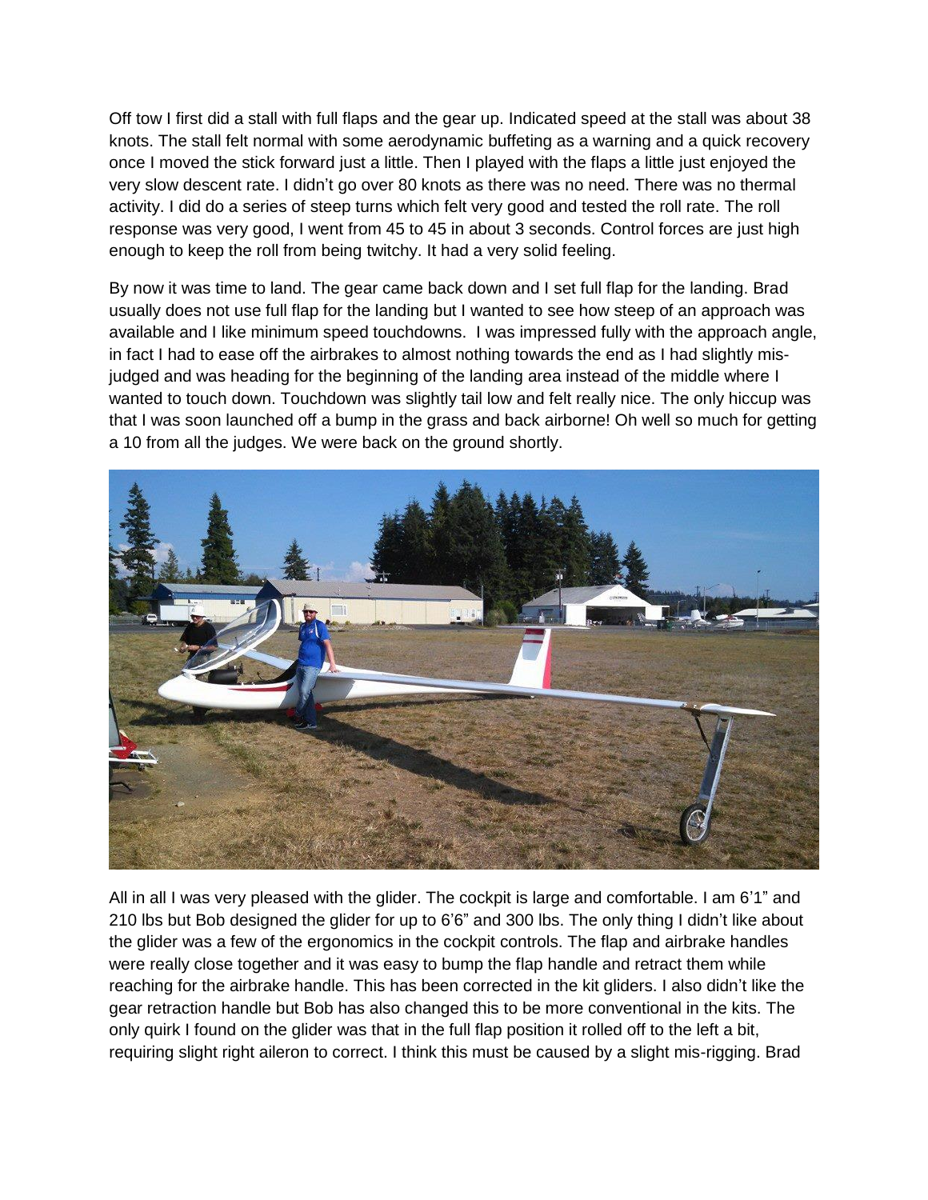Off tow I first did a stall with full flaps and the gear up. Indicated speed at the stall was about 38 knots. The stall felt normal with some aerodynamic buffeting as a warning and a quick recovery once I moved the stick forward just a little. Then I played with the flaps a little just enjoyed the very slow descent rate. I didn't go over 80 knots as there was no need. There was no thermal activity. I did do a series of steep turns which felt very good and tested the roll rate. The roll response was very good, I went from 45 to 45 in about 3 seconds. Control forces are just high enough to keep the roll from being twitchy. It had a very solid feeling.

By now it was time to land. The gear came back down and I set full flap for the landing. Brad usually does not use full flap for the landing but I wanted to see how steep of an approach was available and I like minimum speed touchdowns. I was impressed fully with the approach angle, in fact I had to ease off the airbrakes to almost nothing towards the end as I had slightly mis-judged and was heading for the beginning of the landing area instead of the middle where I wanted to touch down. Touchdown was slightly tail low and felt really nice. The only hiccup was that I was soon launched off a bump in the grass and back airborne! Oh well so much for getting a 10 from all the judges. We were back on the ground shortly.

All in all I was very pleased with the glider. The cockpit is large and comfortable. I am 6'1" and 210 lbs but Bob designed the glider for up to 6'6" and 300 lbs. The only thing I didn't like about the glider was a few of the ergonomics in the cockpit controls. The flap and airbrake handles were really close together and it was easy to bump the flap handle and retract them while reaching for the airbrake handle. This has been corrected in the kit gliders. I also didn't like the gear retraction handle but Bob has also changed this to be more conventional in the kits. The only quirk I found on the glider was that in the full flap position it rolled off to the left a bit, requiring slight right aileron to correct. I think this must be caused by a slight mis-rigging. Brad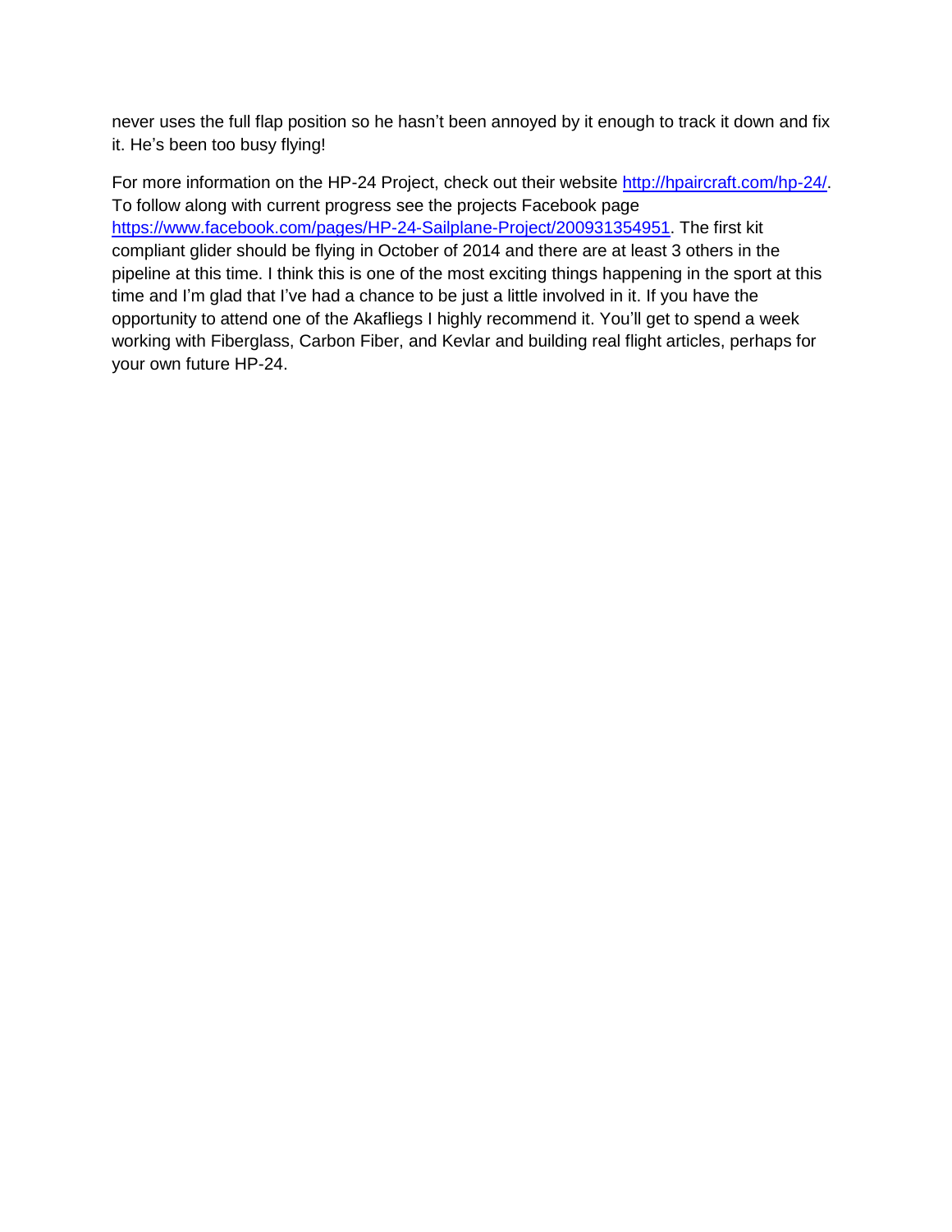never uses the full flap position so he hasn't been annoyed by it enough to track it down and fix it. He's been too busy flying!

For more information on the HP-24 Project, check out their website http://hpaircraft.com/hp-24/. To follow along with current progress see the projects Facebook page https://www.facebook.com/pages/HP-24-Sailplane-Project/200931354951. The first kit compliant glider should be flying in October of 2014 and there are at least 3 others in the pipeline at this time. I think this is one of the most exciting things happening in the sport at this time and I'm glad that I've had a chance to be just a little involved in it. If you have the opportunity to attend one of the Akafliegs I highly recommend it. You'll get to spend a week working with Fiberglass, Carbon Fiber, and Kevlar and building real flight articles, perhaps for your own future HP-24.